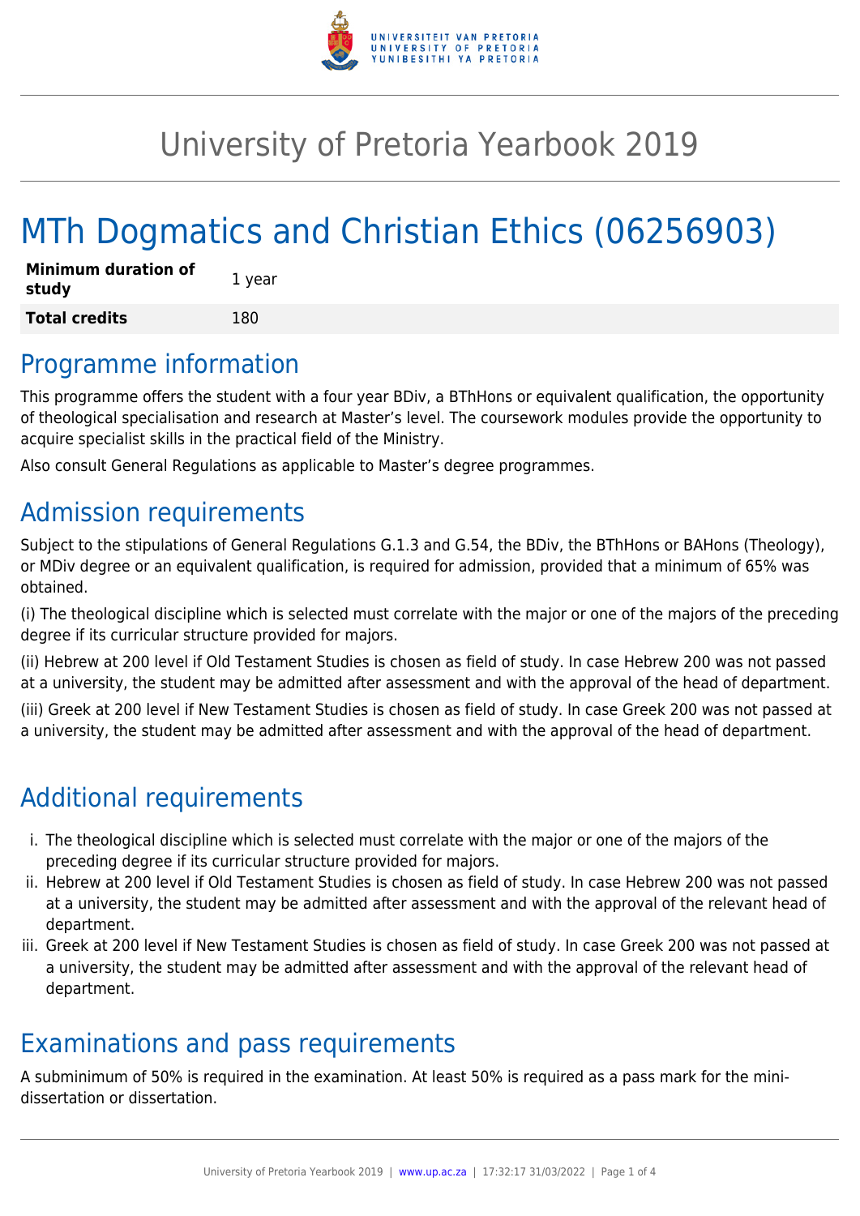# University of Pretoria Yearbook 2019

# MTh Dogmatics and Christian Ethics (06256903)

| **Minimum duration of study** | 1 year |
| --- | --- |
| **Total credits** | 180 |

## Programme information

This programme offers the student with a four year BDiv, a BThHons or equivalent qualification, the opportunity of theological specialisation and research at Master's level. The coursework modules provide the opportunity to acquire specialist skills in the practical field of the Ministry.

Also consult General Regulations as applicable to Master's degree programmes.

## Admission requirements

Subject to the stipulations of General Regulations G.1.3 and G.54, the BDiv, the BThHons or BAHons (Theology), or MDiv degree or an equivalent qualification, is required for admission, provided that a minimum of 65% was obtained.

(i) The theological discipline which is selected must correlate with the major or one of the majors of the preceding degree if its curricular structure provided for majors.

(ii) Hebrew at 200 level if Old Testament Studies is chosen as field of study. In case Hebrew 200 was not passed at a university, the student may be admitted after assessment and with the approval of the head of department.

(iii) Greek at 200 level if New Testament Studies is chosen as field of study. In case Greek 200 was not passed at a university, the student may be admitted after assessment and with the approval of the head of department.

## Additional requirements

i. The theological discipline which is selected must correlate with the major or one of the majors of the preceding degree if its curricular structure provided for majors.
ii. Hebrew at 200 level if Old Testament Studies is chosen as field of study. In case Hebrew 200 was not passed at a university, the student may be admitted after assessment and with the approval of the relevant head of department.
iii. Greek at 200 level if New Testament Studies is chosen as field of study. In case Greek 200 was not passed at a university, the student may be admitted after assessment and with the approval of the relevant head of department.

## Examinations and pass requirements

A subminimum of 50% is required in the examination. At least 50% is required as a pass mark for the mini-dissertation or dissertation.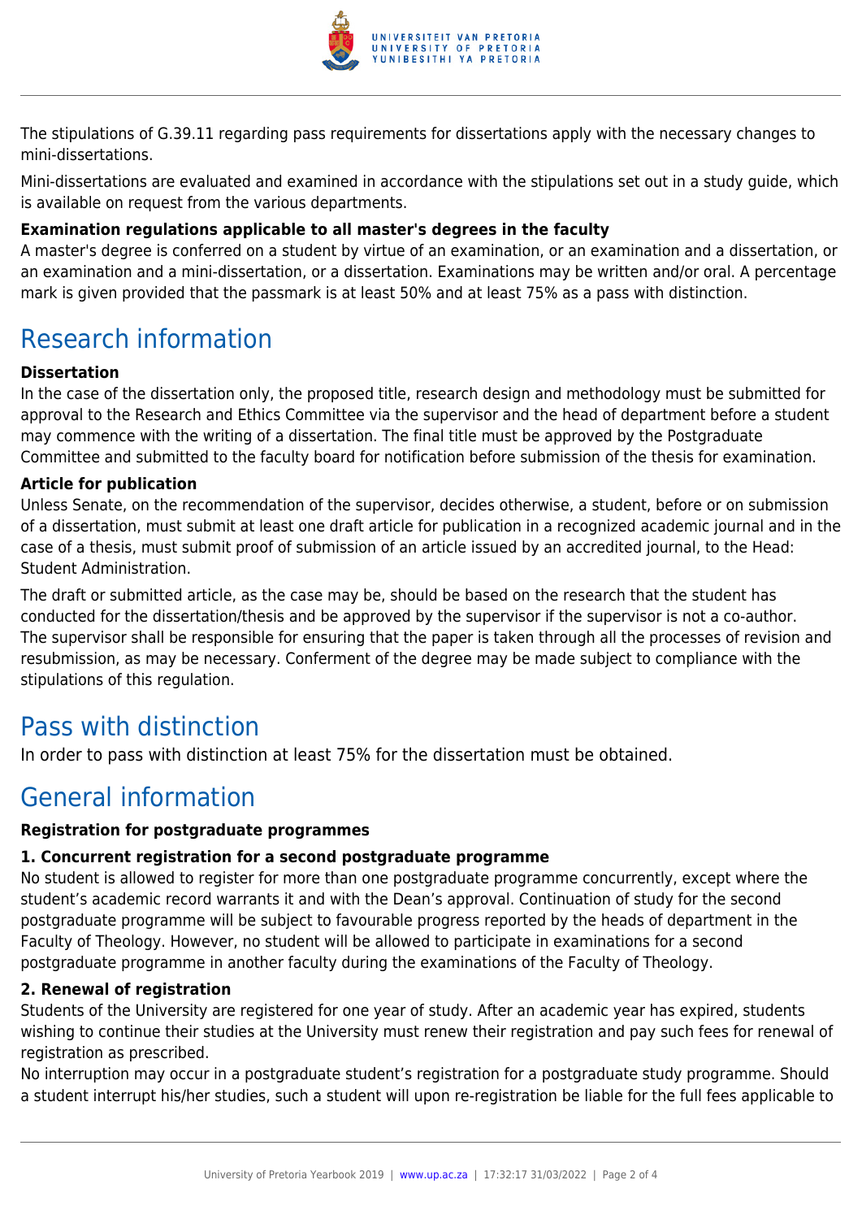The stipulations of G.39.11 regarding pass requirements for dissertations apply with the necessary changes to mini-dissertations.

Mini-dissertations are evaluated and examined in accordance with the stipulations set out in a study guide, which is available on request from the various departments.

**Examination regulations applicable to all master's degrees in the faculty**

A master's degree is conferred on a student by virtue of an examination, or an examination and a dissertation, or an examination and a mini-dissertation, or a dissertation. Examinations may be written and/or oral. A percentage mark is given provided that the passmark is at least 50% and at least 75% as a pass with distinction.

# Research information

**Dissertation**

In the case of the dissertation only, the proposed title, research design and methodology must be submitted for approval to the Research and Ethics Committee via the supervisor and the head of department before a student may commence with the writing of a dissertation. The final title must be approved by the Postgraduate Committee and submitted to the faculty board for notification before submission of the thesis for examination.

**Article for publication**

Unless Senate, on the recommendation of the supervisor, decides otherwise, a student, before or on submission of a dissertation, must submit at least one draft article for publication in a recognized academic journal and in the case of a thesis, must submit proof of submission of an article issued by an accredited journal, to the Head: Student Administration.

The draft or submitted article, as the case may be, should be based on the research that the student has conducted for the dissertation/thesis and be approved by the supervisor if the supervisor is not a co-author. The supervisor shall be responsible for ensuring that the paper is taken through all the processes of revision and resubmission, as may be necessary. Conferment of the degree may be made subject to compliance with the stipulations of this regulation.

# Pass with distinction

In order to pass with distinction at least 75% for the dissertation must be obtained.

# General information

**Registration for postgraduate programmes**

**1. Concurrent registration for a second postgraduate programme**

No student is allowed to register for more than one postgraduate programme concurrently, except where the student's academic record warrants it and with the Dean's approval. Continuation of study for the second postgraduate programme will be subject to favourable progress reported by the heads of department in the Faculty of Theology. However, no student will be allowed to participate in examinations for a second postgraduate programme in another faculty during the examinations of the Faculty of Theology.

**2. Renewal of registration**

Students of the University are registered for one year of study. After an academic year has expired, students wishing to continue their studies at the University must renew their registration and pay such fees for renewal of registration as prescribed.

No interruption may occur in a postgraduate student's registration for a postgraduate study programme. Should a student interrupt his/her studies, such a student will upon re-registration be liable for the full fees applicable to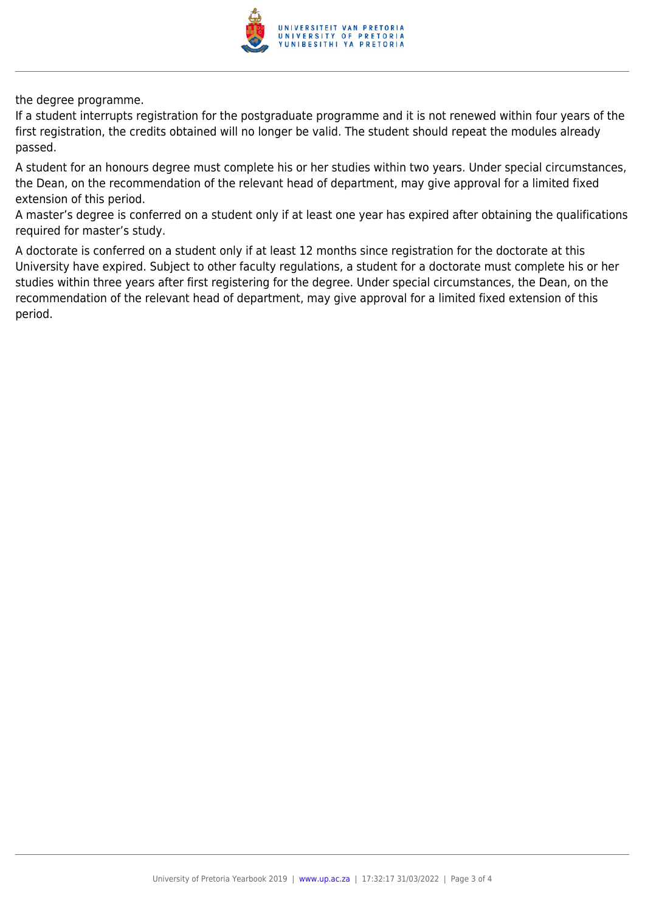the degree programme.

If a student interrupts registration for the postgraduate programme and it is not renewed within four years of the first registration, the credits obtained will no longer be valid. The student should repeat the modules already passed.

A student for an honours degree must complete his or her studies within two years. Under special circumstances, the Dean, on the recommendation of the relevant head of department, may give approval for a limited fixed extension of this period.

A master's degree is conferred on a student only if at least one year has expired after obtaining the qualifications required for master's study.

A doctorate is conferred on a student only if at least 12 months since registration for the doctorate at this University have expired. Subject to other faculty regulations, a student for a doctorate must complete his or her studies within three years after first registering for the degree. Under special circumstances, the Dean, on the recommendation of the relevant head of department, may give approval for a limited fixed extension of this period.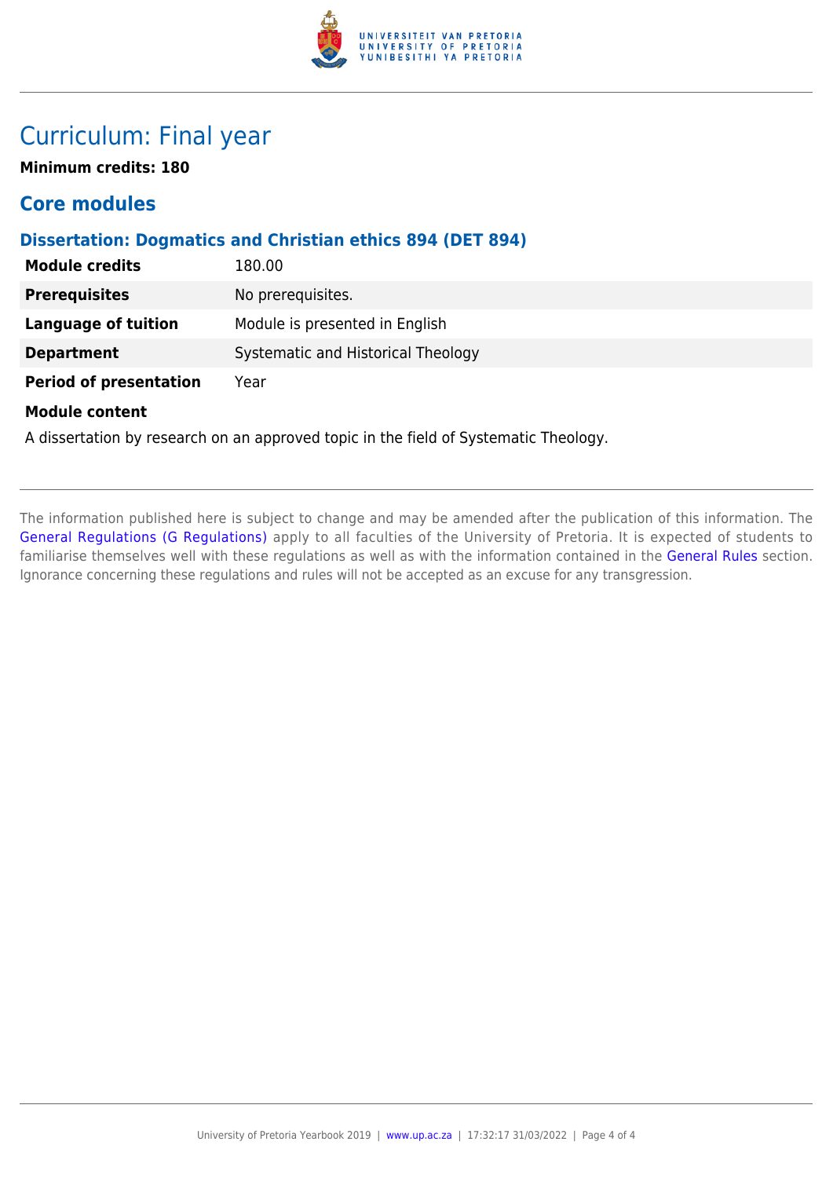# Curriculum: Final year

**Minimum credits: 180**

## Core modules

### Dissertation: Dogmatics and Christian ethics 894 (DET 894)

| | |
|---|---|
| **Module credits** | 180.00 |
| **Prerequisites** | No prerequisites. |
| **Language of tuition** | Module is presented in English |
| **Department** | Systematic and Historical Theology |
| **Period of presentation** | Year |

**Module content**

A dissertation by research on an approved topic in the field of Systematic Theology.

The information published here is subject to change and may be amended after the publication of this information. The General Regulations (G Regulations) apply to all faculties of the University of Pretoria. It is expected of students to familiarise themselves well with these regulations as well as with the information contained in the General Rules section. Ignorance concerning these regulations and rules will not be accepted as an excuse for any transgression.